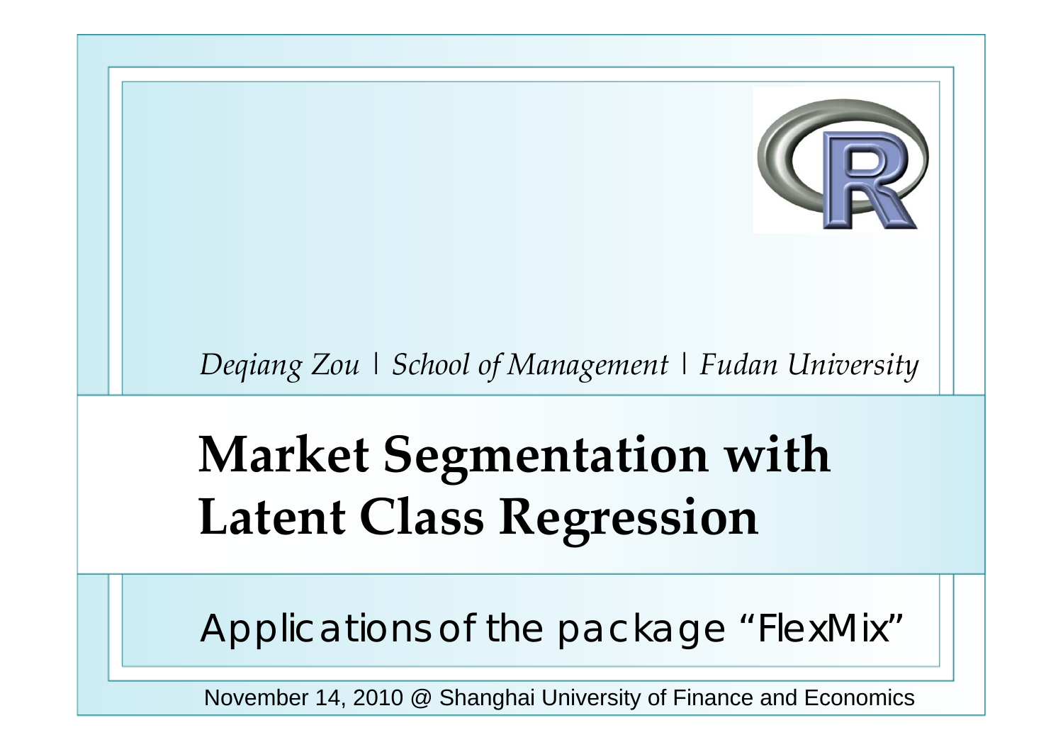*Deqiang Zou | School of Management | Fudan University*

# Market Segmentation with Latent Class Regression

Applications of the package "FlexMix"

November 14, 2010 @ Shanghai University of Finance and Economics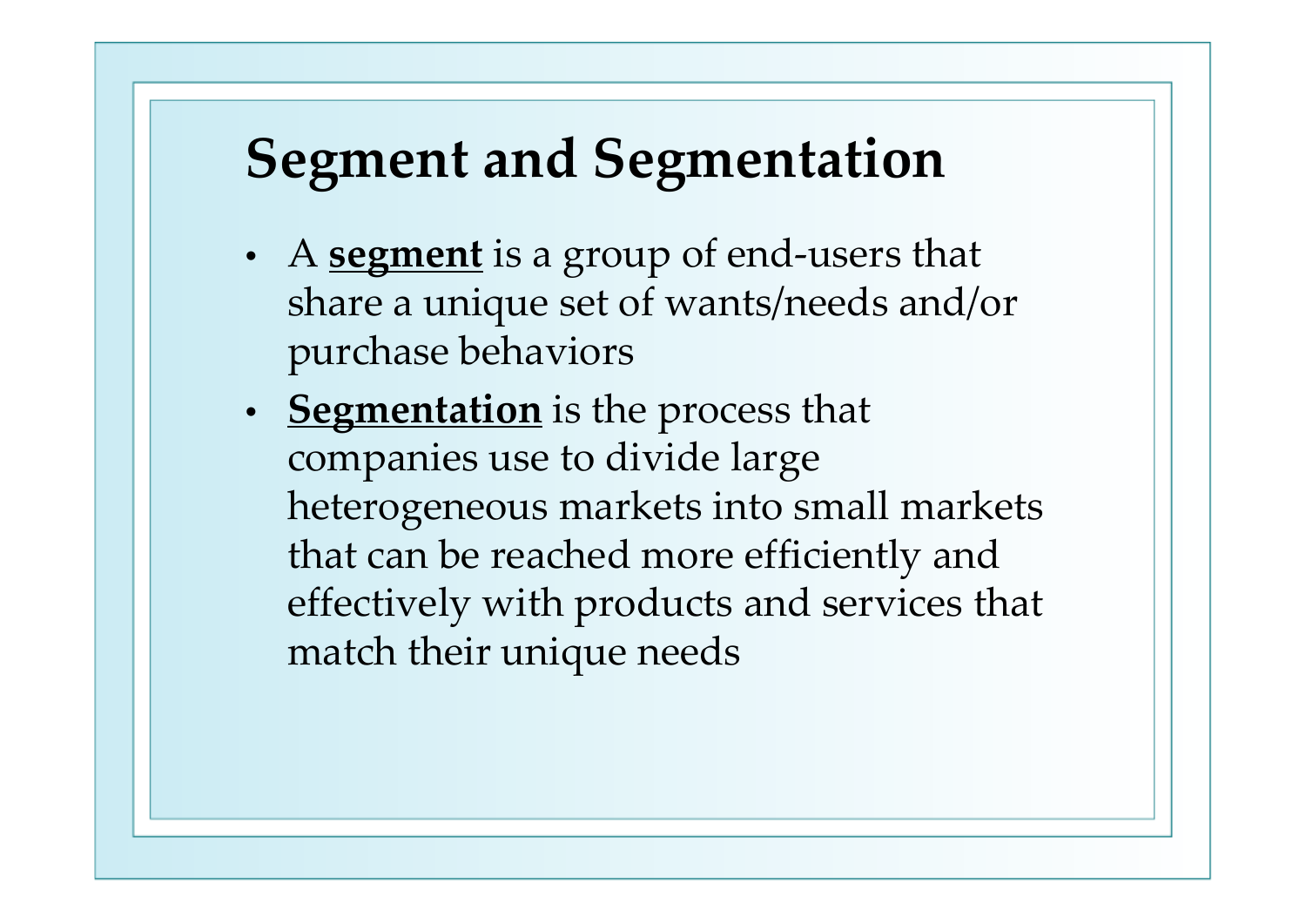# Segment and Segmentation

- A **segment** is a group of end-users that share a unique set of wants/needs and/or purchase behaviors
- **Segmentation** is the process that companies use to divide large heterogeneous markets into small markets that can be reached more efficiently and effectively with products and services that match their unique needs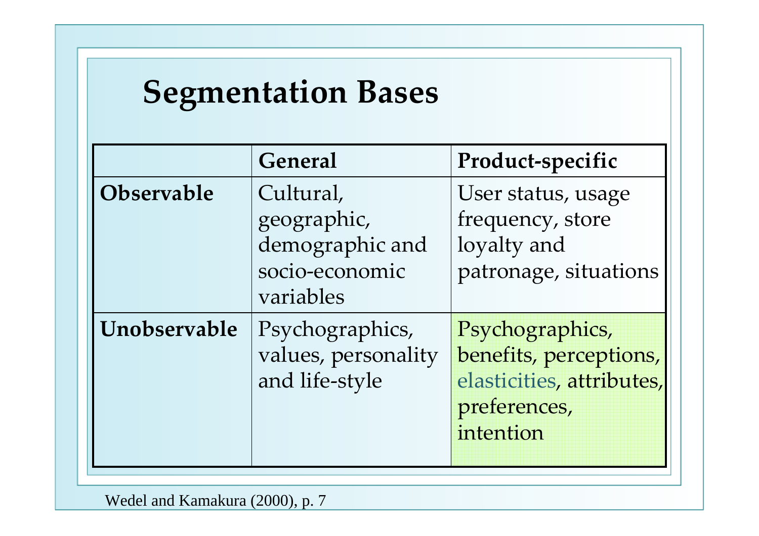# Segmentation Bases

| | General | Product-specific |
|---|---|---|
| **Observable** | Cultural, geographic, demographic and socio-economic variables | User status, usage frequency, store loyalty and patronage, situations |
| **Unobservable** | Psychographics, values, personality and life-style | Psychographics, benefits, perceptions, elasticities, attributes, preferences, intention |

Wedel and Kamakura (2000), p. 7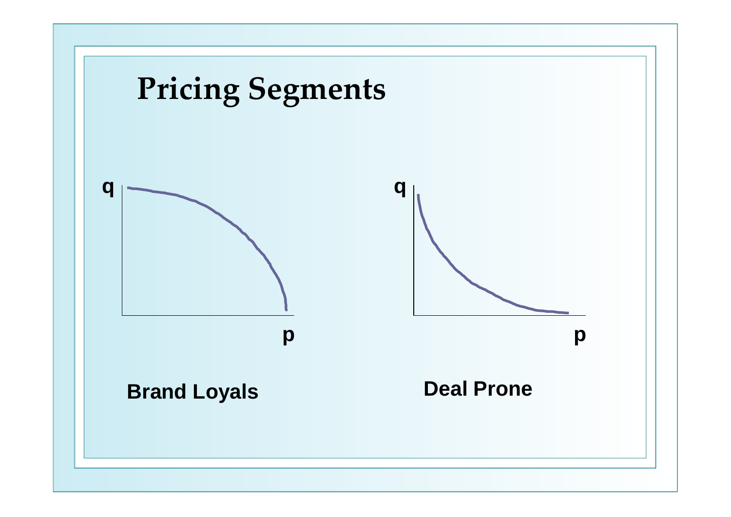# Pricing Segments

q

p

**Brand Loyals**

q

p

**Deal Prone**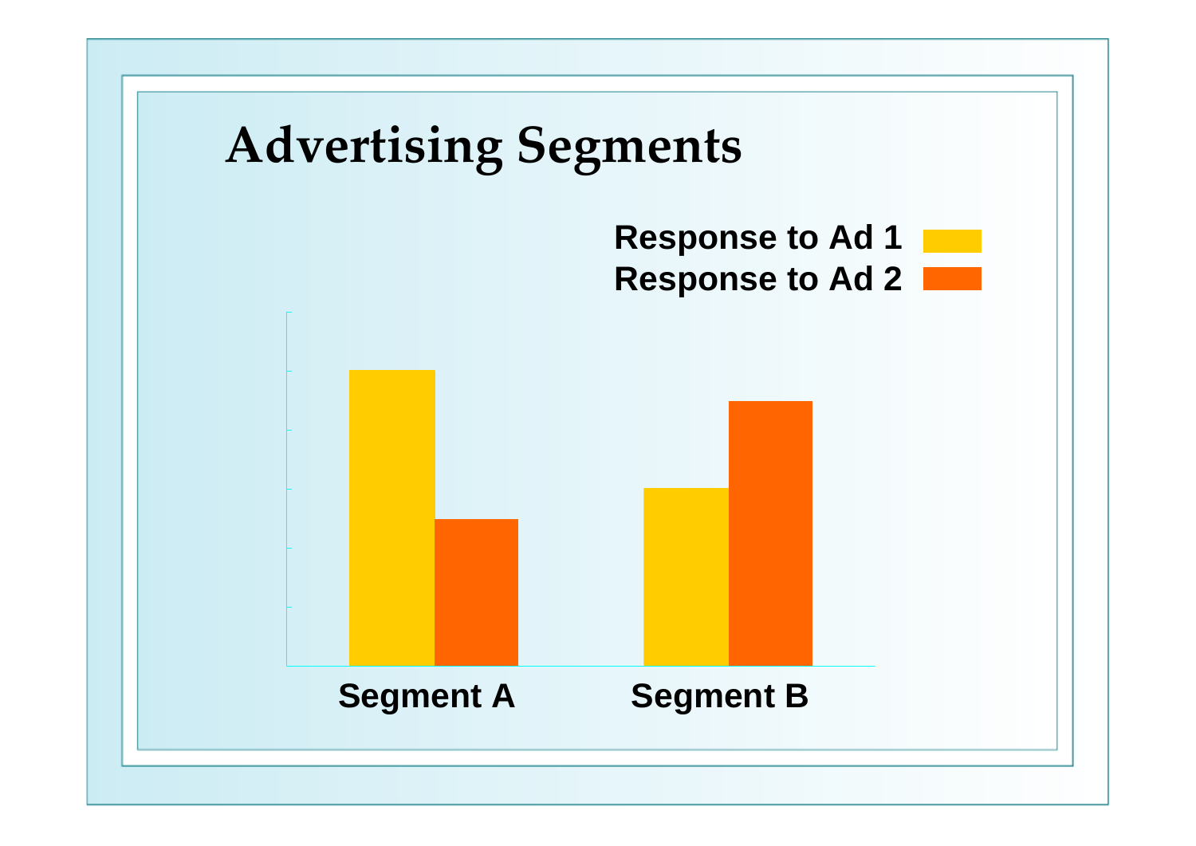# Advertising Segments

Response to Ad 1

Response to Ad 2

Segment A

Segment B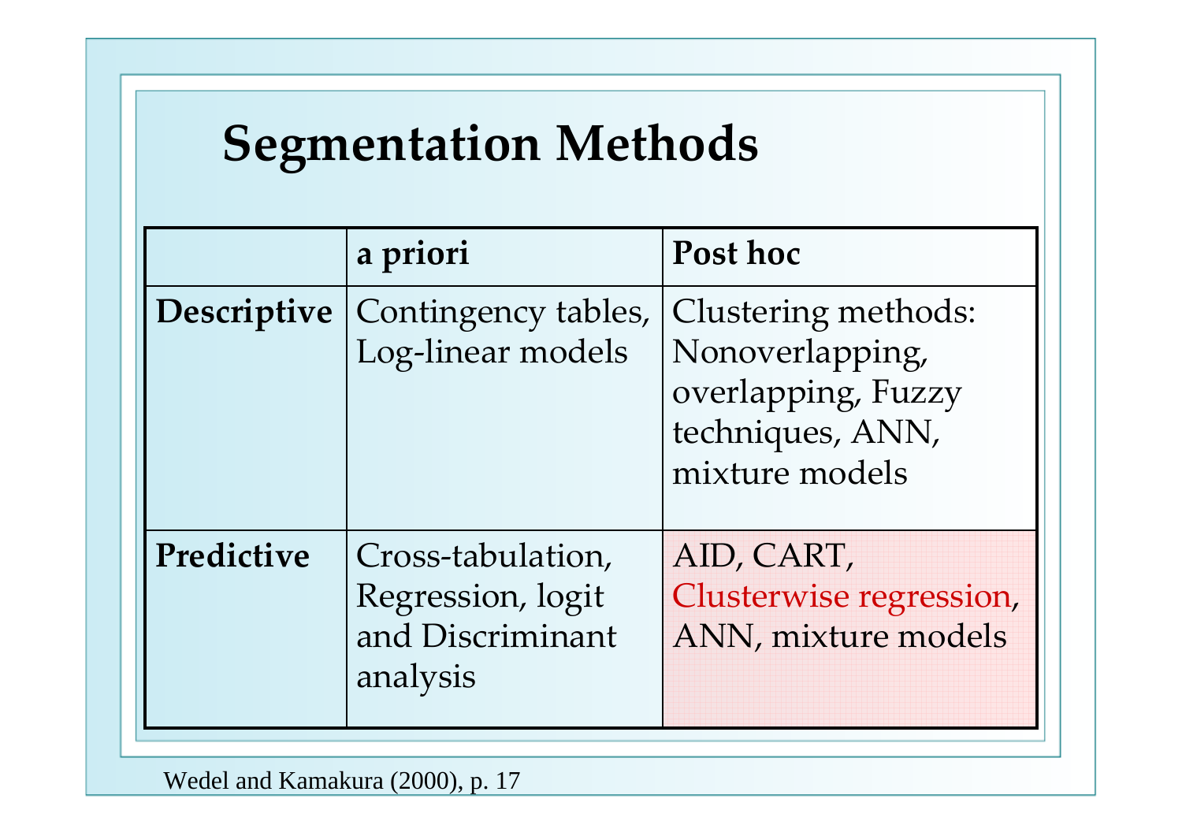# Segmentation Methods

| | a priori | Post hoc |
|---|---|---|
| **Descriptive** | Contingency tables, Log-linear models | Clustering methods: Nonoverlapping, overlapping, Fuzzy techniques, ANN, mixture models |
| **Predictive** | Cross-tabulation, Regression, logit and Discriminant analysis | AID, CART, Clusterwise regression, ANN, mixture models |

Wedel and Kamakura (2000), p. 17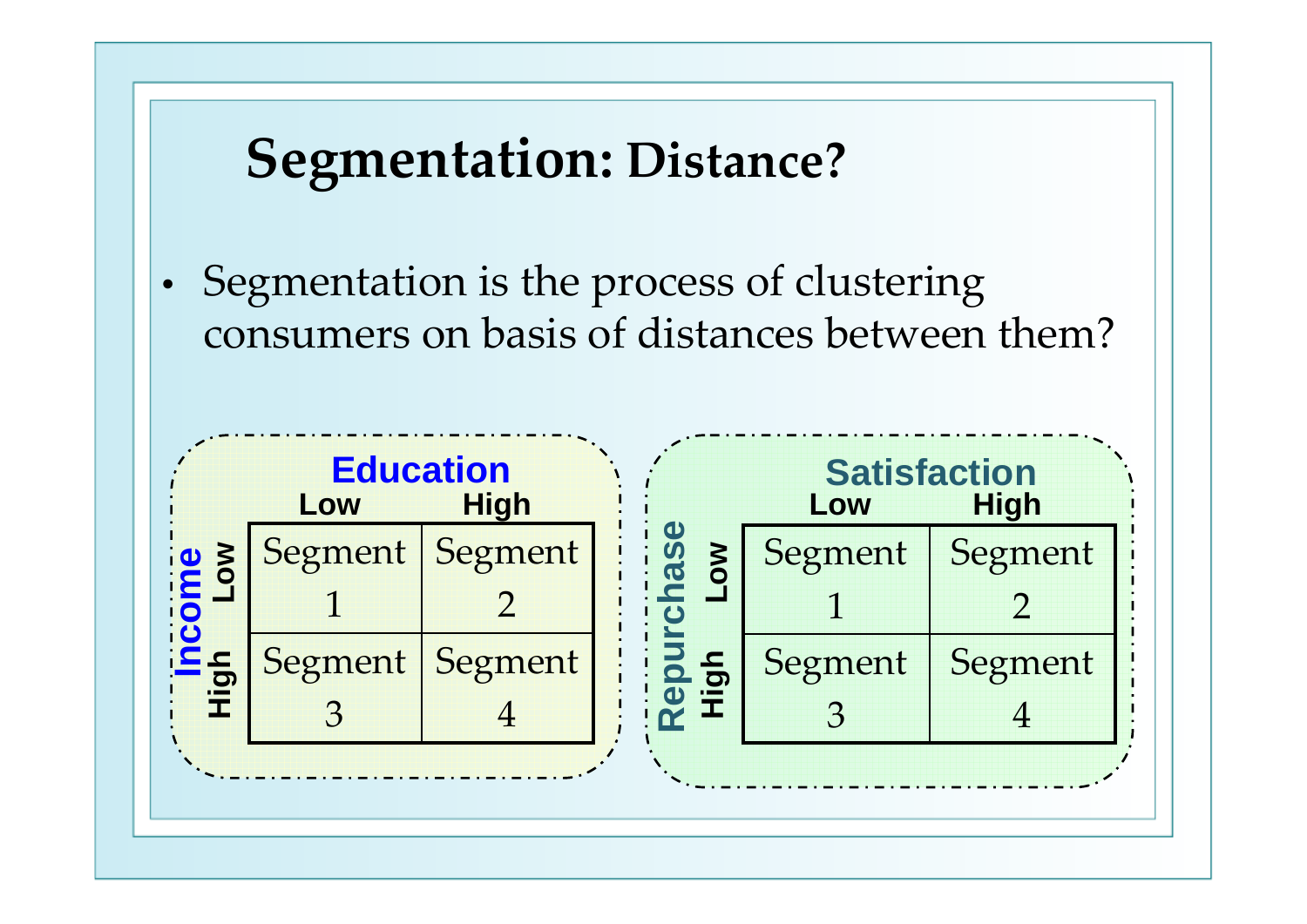# Segmentation: Distance?

- Segmentation is the process of clustering consumers on basis of distances between them?

| Income \ Education | Low | High |
| --- | --- | --- |
| Low | Segment 1 | Segment 2 |
| High | Segment 3 | Segment 4 |

| Repurchase \ Satisfaction | Low | High |
| --- | --- | --- |
| Low | Segment 1 | Segment 2 |
| High | Segment 3 | Segment 4 |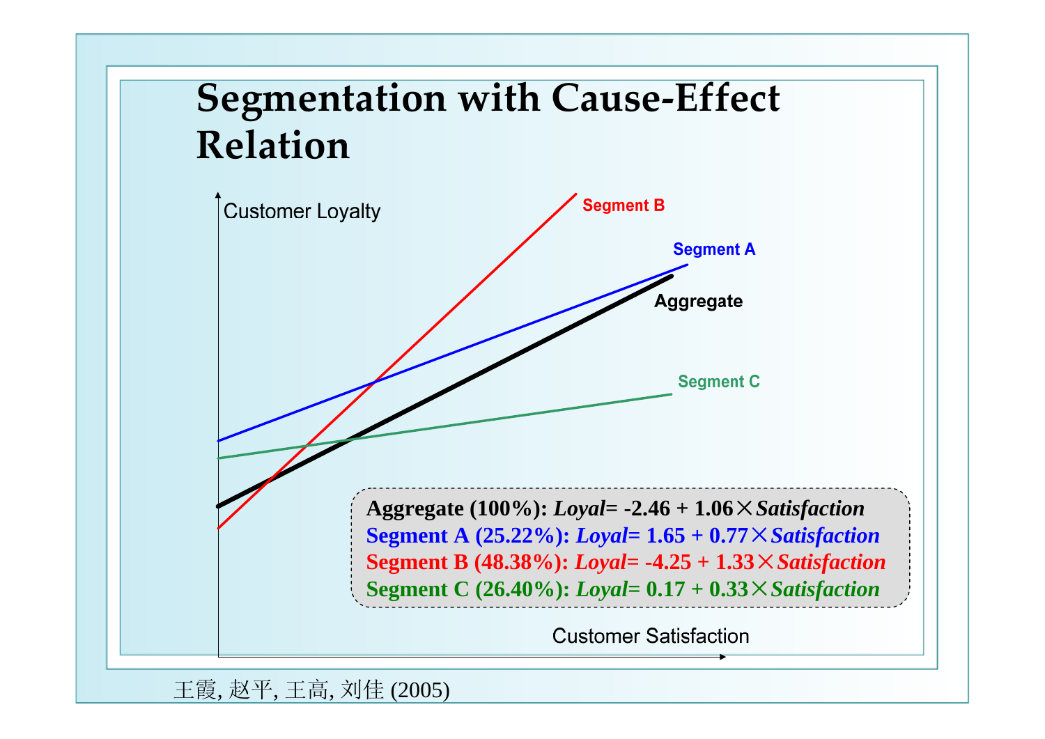# Segmentation with Cause-Effect Relation

Customer Loyalty

Segment B

Segment A

Aggregate

Segment C

Customer Satisfaction

**Aggregate (100%):** ***Loyal*** **= -2.46 + 1.06×*Satisfaction***

**Segment A (25.22%):** ***Loyal*** **= 1.65 + 0.77×*Satisfaction***

**Segment B (48.38%):** ***Loyal*** **= -4.25 + 1.33×*Satisfaction***

**Segment C (26.40%):** ***Loyal*** **= 0.17 + 0.33×*Satisfaction***

王霞, 赵平, 王高, 刘佳 (2005)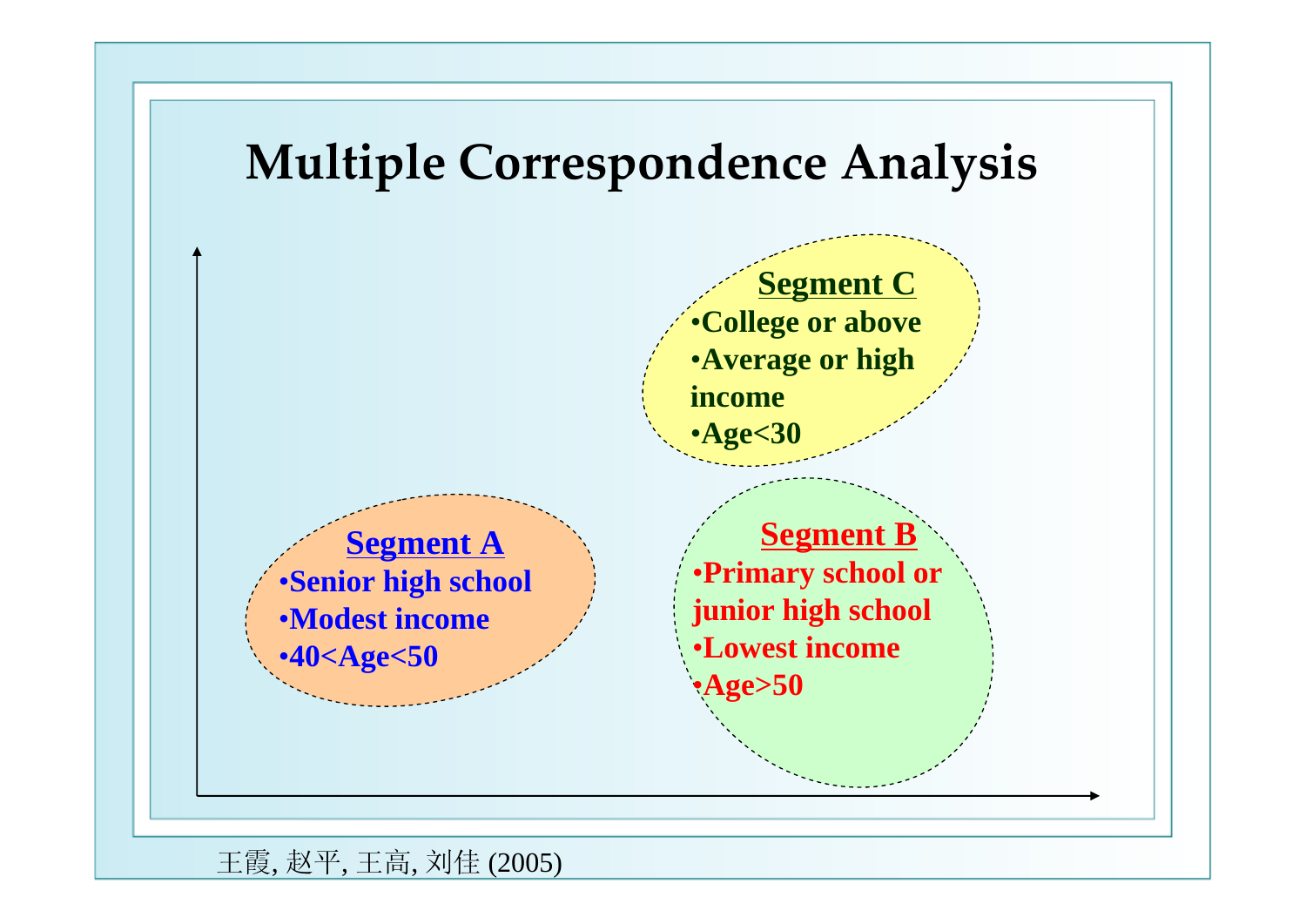# Multiple Correspondence Analysis

**Segment C**
- College or above
- Average or high income
- Age<30

**Segment A**
- Senior high school
- Modest income
- 40<Age<50

**Segment B**
- Primary school or junior high school
- Lowest income
- Age>50

王霞, 赵平, 王高, 刘佳 (2005)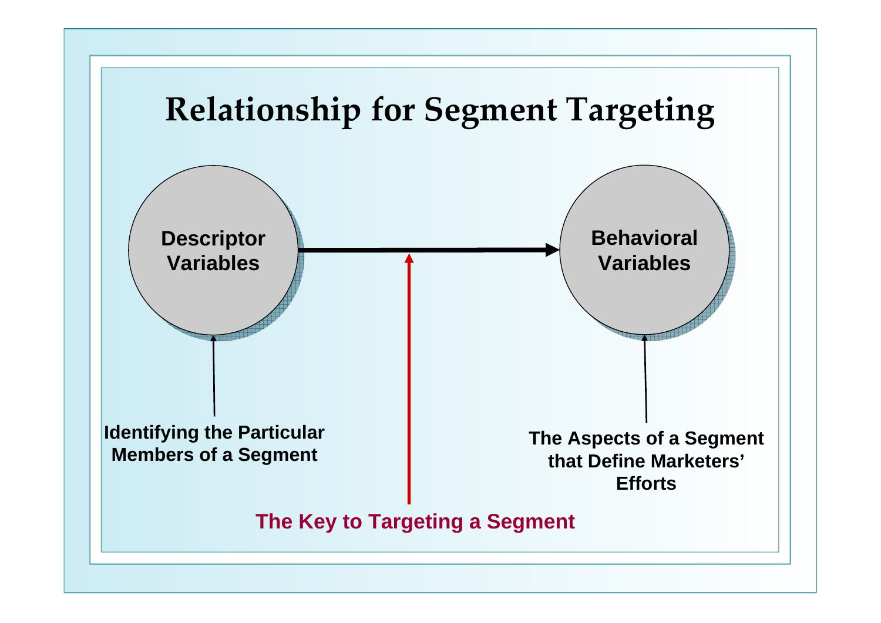# Relationship for Segment Targeting

**Descriptor Variables** → **Behavioral Variables**

**Identifying the Particular Members of a Segment**

**The Aspects of a Segment that Define Marketers' Efforts**

**The Key to Targeting a Segment**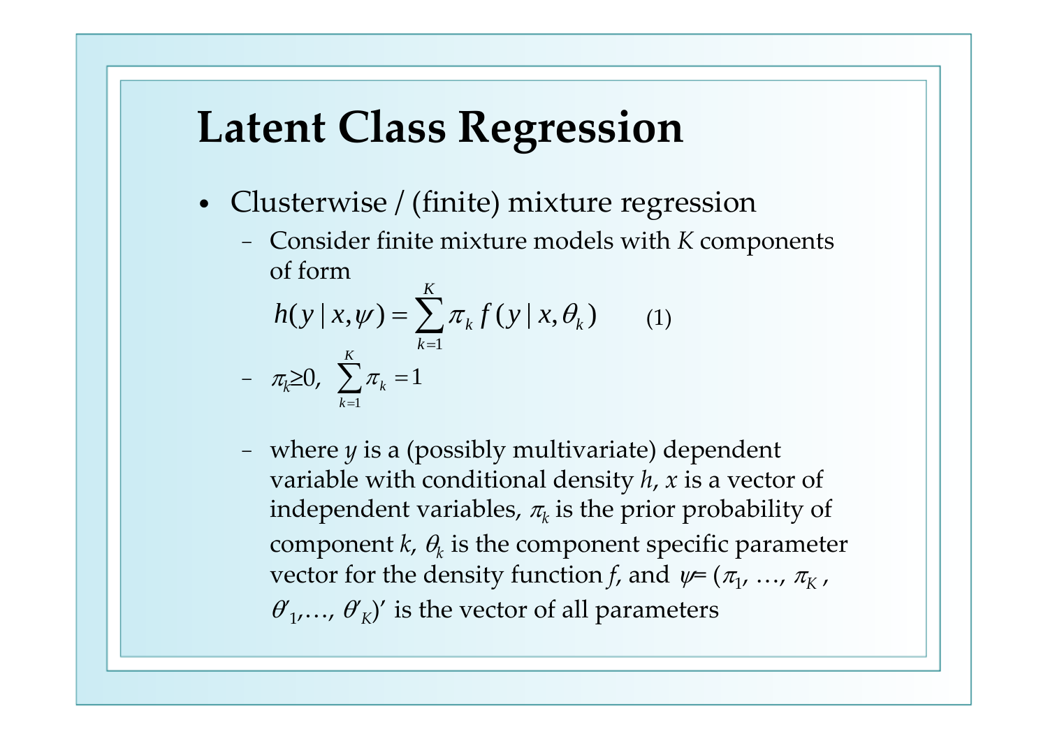# Latent Class Regression

- Clusterwise / (finite) mixture regression
  - Consider finite mixture models with $K$ components of form

$$h(y \mid x, \psi) = \sum_{k=1}^{K} \pi_k f(y \mid x, \theta_k) \qquad (1)$$

  - $\pi_k \geq 0$, $\sum_{k=1}^{K} \pi_k = 1$
  - where $y$ is a (possibly multivariate) dependent variable with conditional density $h$, $x$ is a vector of independent variables, $\pi_k$ is the prior probability of component $k$, $\theta_k$ is the component specific parameter vector for the density function $f$, and $\psi = (\pi_1, \ldots, \pi_K, \theta'_1, \ldots, \theta'_K)'$ is the vector of all parameters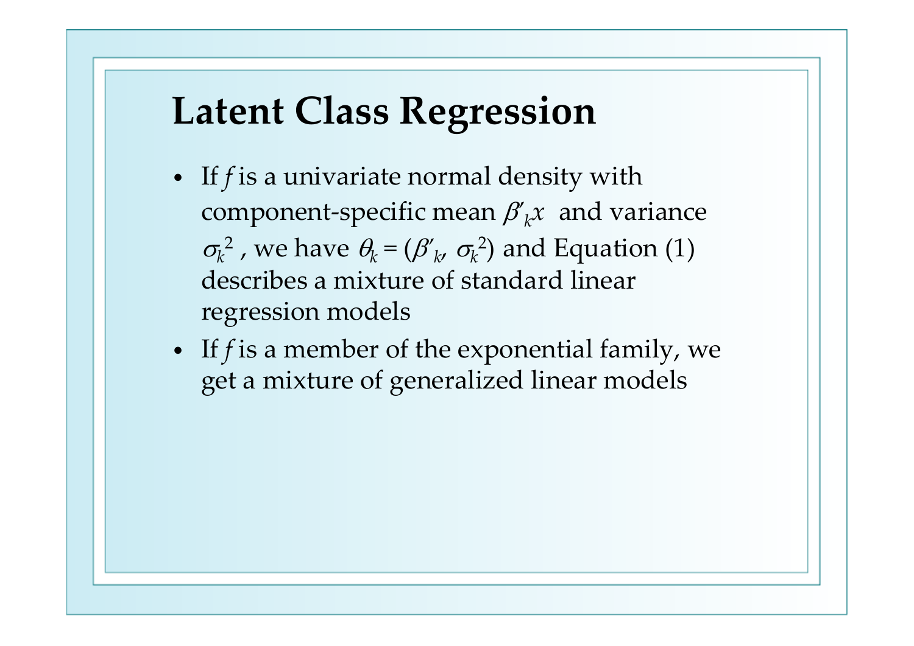# Latent Class Regression

- If $f$ is a univariate normal density with component-specific mean $\beta'_k x$ and variance $\sigma_k^2$, we have $\theta_k = (\beta'_k, \sigma_k^2)$ and Equation (1) describes a mixture of standard linear regression models
- If $f$ is a member of the exponential family, we get a mixture of generalized linear models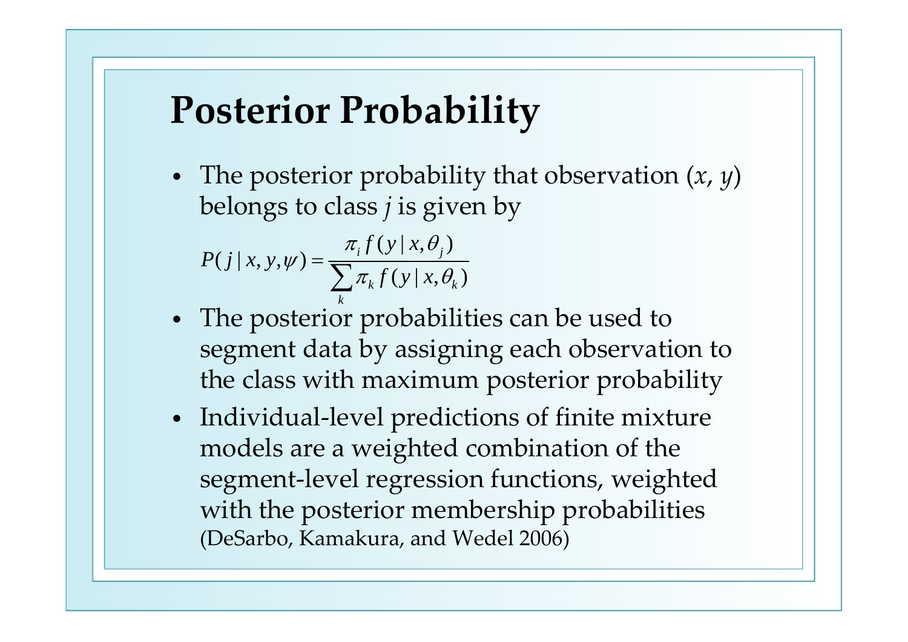# Posterior Probability

- The posterior probability that observation ($x$, $y$) belongs to class $j$ is given by

$$P(j \mid x, y, \psi) = \frac{\pi_i f(y \mid x, \theta_j)}{\sum_k \pi_k f(y \mid x, \theta_k)}$$

- The posterior probabilities can be used to segment data by assigning each observation to the class with maximum posterior probability
- Individual-level predictions of finite mixture models are a weighted combination of the segment-level regression functions, weighted with the posterior membership probabilities (DeSarbo, Kamakura, and Wedel 2006)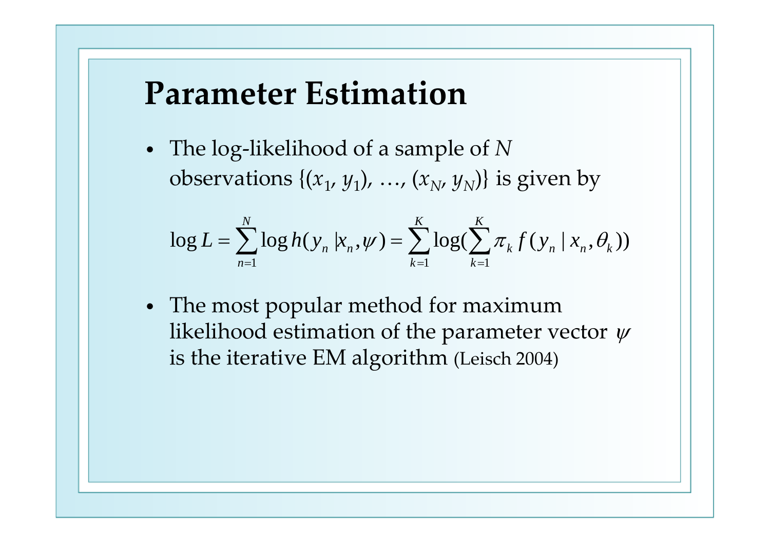# Parameter Estimation

- The log-likelihood of a sample of $N$ observations $\{(x_1, y_1), \ldots, (x_N, y_N)\}$ is given by

$$\log L = \sum_{n=1}^{N} \log h(y_n | x_n, \psi) = \sum_{k=1}^{K} \log(\sum_{k=1}^{K} \pi_k f(y_n | x_n, \theta_k))$$

- The most popular method for maximum likelihood estimation of the parameter vector $\psi$ is the iterative EM algorithm (Leisch 2004)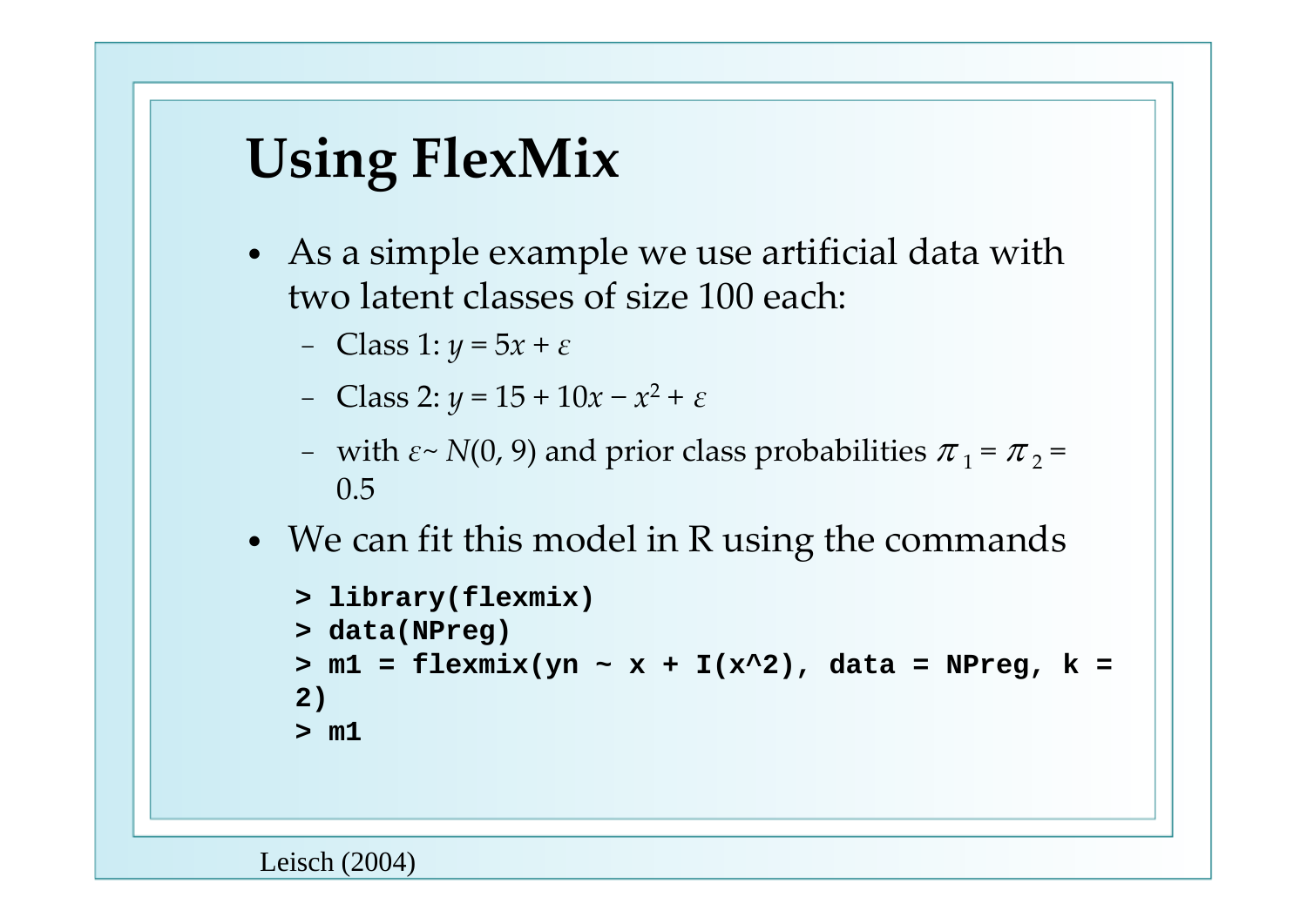# Using FlexMix

- As a simple example we use artificial data with two latent classes of size 100 each:
  - Class 1: $y = 5x + \varepsilon$
  - Class 2: $y = 15 + 10x - x^2 + \varepsilon$
  - with $\varepsilon \sim N(0, 9)$ and prior class probabilities $\pi_1 = \pi_2 = 0.5$
- We can fit this model in R using the commands

```
> library(flexmix)
> data(NPreg)
> m1 = flexmix(yn ~ x + I(x^2), data = NPreg, k = 2)
> m1
```

Leisch (2004)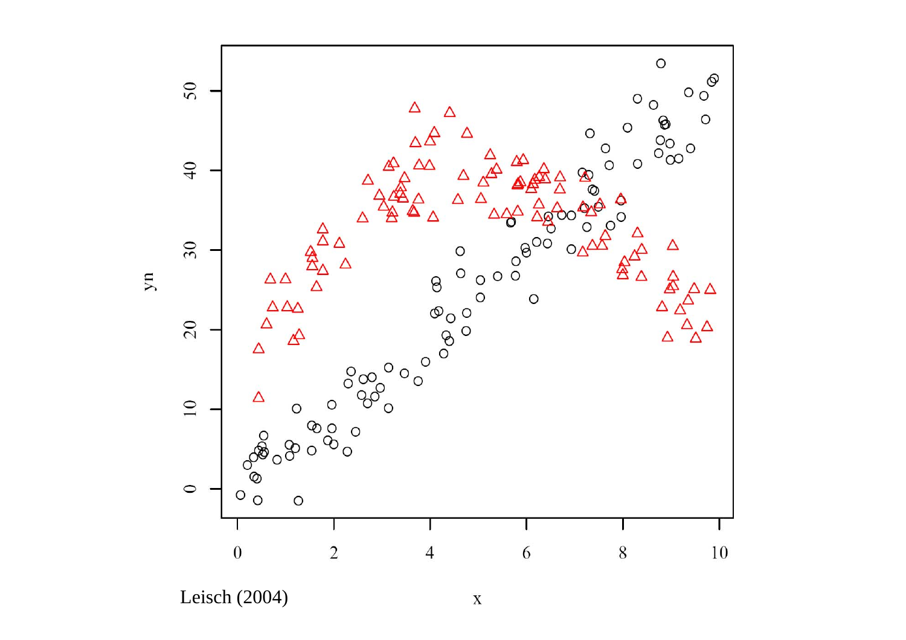Leisch (2004)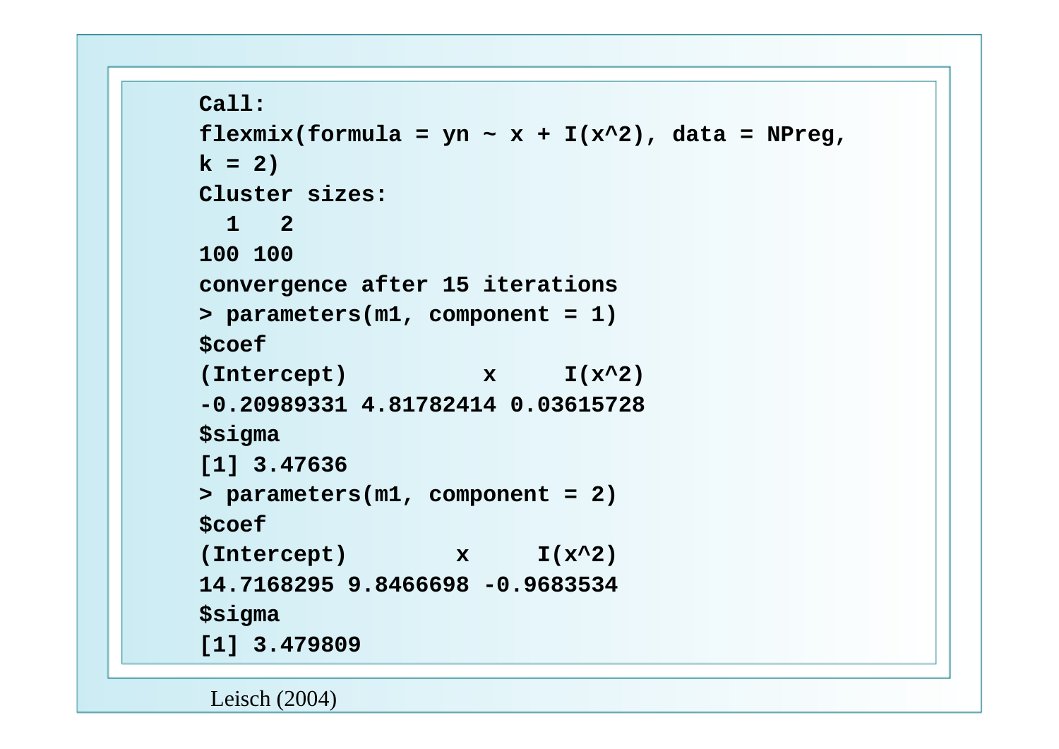```
Call:
flexmix(formula = yn ~ x + I(x^2), data = NPreg,
k = 2)
Cluster sizes:
  1   2
100 100
convergence after 15 iterations
> parameters(m1, component = 1)
$coef
(Intercept)          x     I(x^2)
-0.20989331 4.81782414 0.03615728
$sigma
[1] 3.47636
> parameters(m1, component = 2)
$coef
(Intercept)        x     I(x^2)
14.7168295 9.8466698 -0.9683534
$sigma
[1] 3.479809
```

Leisch (2004)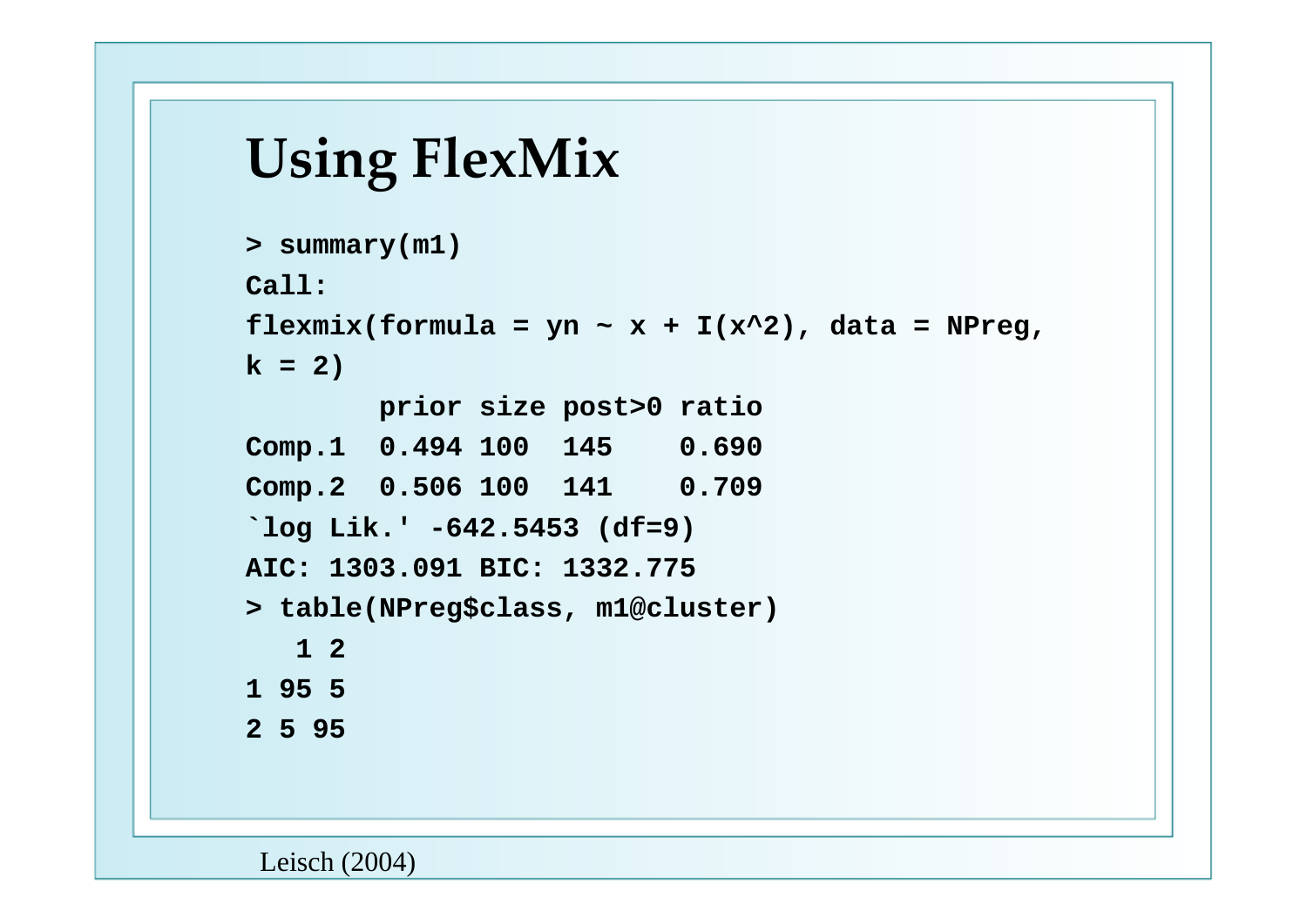# Using FlexMix

```
> summary(m1)
Call:
flexmix(formula = yn ~ x + I(x^2), data = NPreg,
k = 2)
        prior size post>0 ratio
Comp.1  0.494 100  145    0.690
Comp.2  0.506 100  141    0.709
`log Lik.' -642.5453 (df=9)
AIC: 1303.091 BIC: 1332.775
> table(NPreg$class, m1@cluster)
   1 2
1 95 5
2 5 95
```

Leisch (2004)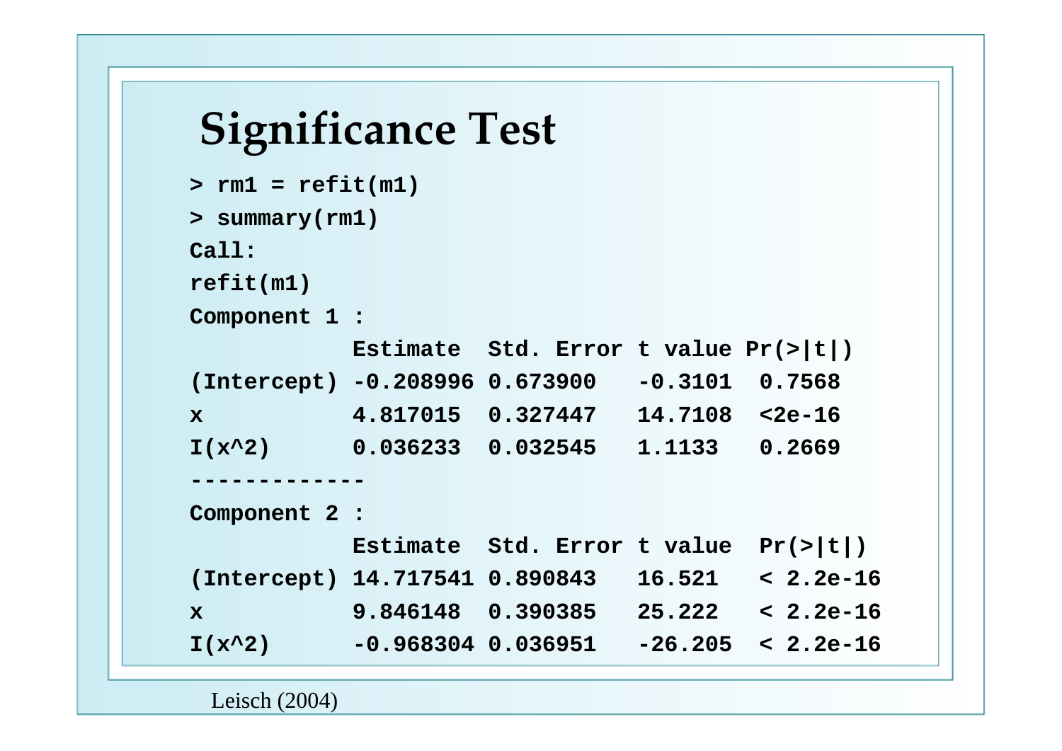# Significance Test

```
> rm1 = refit(m1)
> summary(rm1)
Call:
refit(m1)
Component 1 :
            Estimate  Std. Error t value Pr(>|t|)
(Intercept) -0.208996 0.673900   -0.3101  0.7568
x           4.817015  0.327447   14.7108  <2e-16
I(x^2)      0.036233  0.032545   1.1133   0.2669
-------------
Component 2 :
            Estimate  Std. Error t value  Pr(>|t|)
(Intercept) 14.717541 0.890843   16.521   < 2.2e-16
x           9.846148  0.390385   25.222   < 2.2e-16
I(x^2)      -0.968304 0.036951   -26.205  < 2.2e-16
```

Leisch (2004)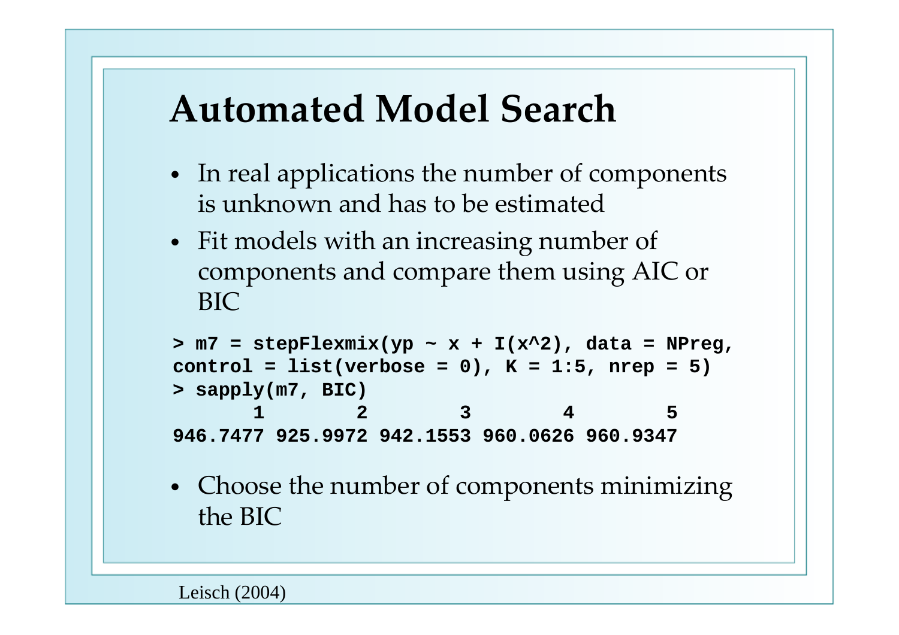# Automated Model Search

- In real applications the number of components is unknown and has to be estimated
- Fit models with an increasing number of components and compare them using AIC or BIC

```
> m7 = stepFlexmix(yp ~ x + I(x^2), data = NPreg,
control = list(verbose = 0), K = 1:5, nrep = 5)
> sapply(m7, BIC)
       1        2        3        4        5
946.7477 925.9972 942.1553 960.0626 960.9347
```

- Choose the number of components minimizing the BIC

Leisch (2004)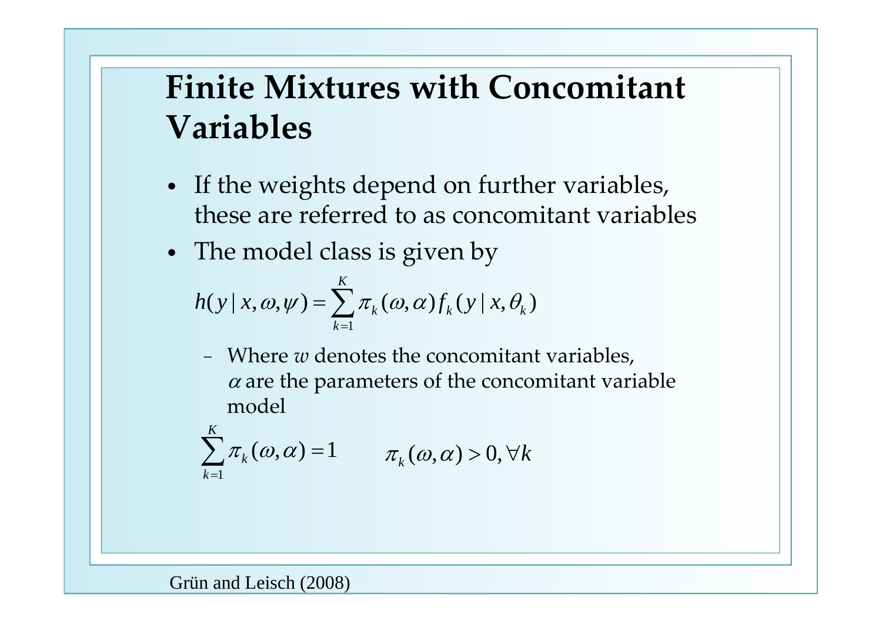# Finite Mixtures with Concomitant Variables

- If the weights depend on further variables, these are referred to as concomitant variables
- The model class is given by

$$h(y \mid x, \omega, \psi) = \sum_{k=1}^{K} \pi_k(\omega, \alpha) f_k(y \mid x, \theta_k)$$

  - Where $w$ denotes the concomitant variables, $\alpha$ are the parameters of the concomitant variable model

$$\sum_{k=1}^{K} \pi_k(\omega, \alpha) = 1 \qquad \pi_k(\omega, \alpha) > 0, \forall k$$

Grün and Leisch (2008)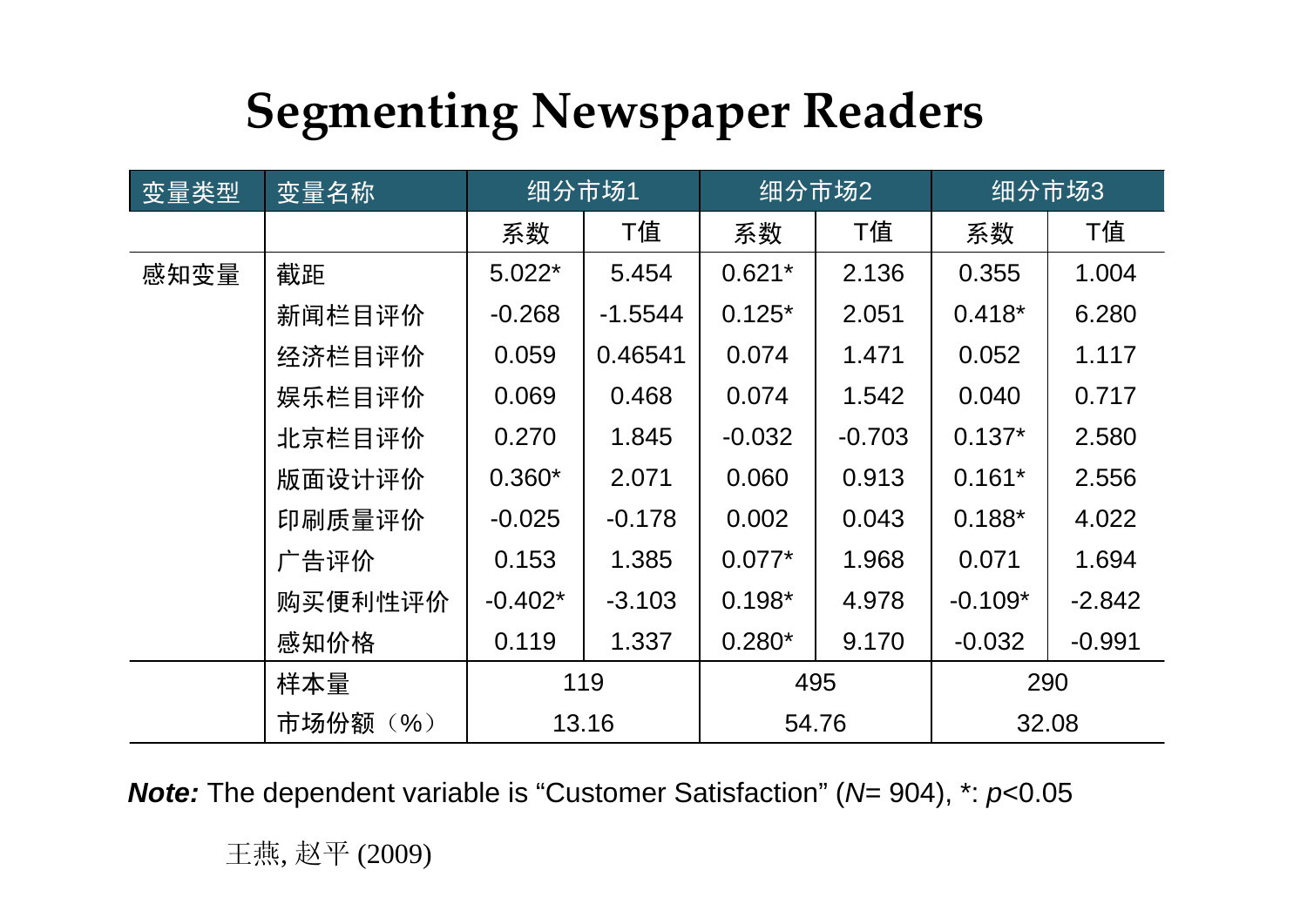# Segmenting Newspaper Readers

| 变量类型 | 变量名称 | 细分市场1 | | 细分市场2 | | 细分市场3 | |
|---|---|---|---|---|---|---|---|
| | | 系数 | T值 | 系数 | T值 | 系数 | T值 |
| 感知变量 | 截距 | 5.022* | 5.454 | 0.621* | 2.136 | 0.355 | 1.004 |
| | 新闻栏目评价 | -0.268 | -1.5544 | 0.125* | 2.051 | 0.418* | 6.280 |
| | 经济栏目评价 | 0.059 | 0.46541 | 0.074 | 1.471 | 0.052 | 1.117 |
| | 娱乐栏目评价 | 0.069 | 0.468 | 0.074 | 1.542 | 0.040 | 0.717 |
| | 北京栏目评价 | 0.270 | 1.845 | -0.032 | -0.703 | 0.137* | 2.580 |
| | 版面设计评价 | 0.360* | 2.071 | 0.060 | 0.913 | 0.161* | 2.556 |
| | 印刷质量评价 | -0.025 | -0.178 | 0.002 | 0.043 | 0.188* | 4.022 |
| | 广告评价 | 0.153 | 1.385 | 0.077* | 1.968 | 0.071 | 1.694 |
| | 购买便利性评价 | -0.402* | -3.103 | 0.198* | 4.978 | -0.109* | -2.842 |
| | 感知价格 | 0.119 | 1.337 | 0.280* | 9.170 | -0.032 | -0.991 |
| | 样本量 | 119 | | 495 | | 290 | |
| | 市场份额（%） | 13.16 | | 54.76 | | 32.08 | |

***Note:*** The dependent variable is “Customer Satisfaction” ($N$= 904), *: $p$<0.05

王燕, 赵平 (2009)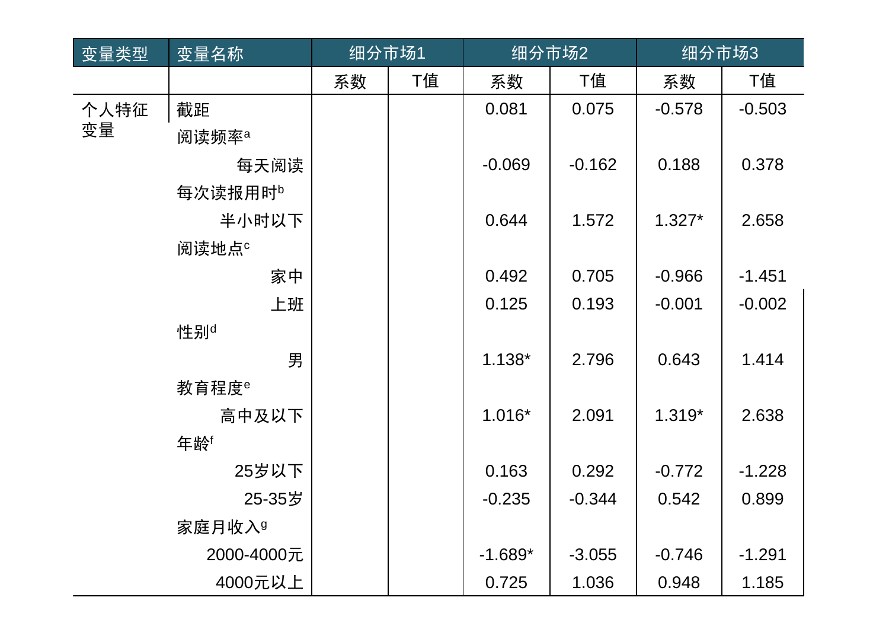| 变量类型 | 变量名称 | 细分市场1 | | 细分市场2 | | 细分市场3 | |
|---|---|---|---|---|---|---|---|
| | | 系数 | T值 | 系数 | T值 | 系数 | T值 |
| 个人特征变量 | 截距 | | | 0.081 | 0.075 | -0.578 | -0.503 |
| | 阅读频率[a] | | | | | | |
| | 每天阅读 | | | -0.069 | -0.162 | 0.188 | 0.378 |
| | 每次读报用时[b] | | | | | | |
| | 半小时以下 | | | 0.644 | 1.572 | 1.327* | 2.658 |
| | 阅读地点[c] | | | | | | |
| | 家中 | | | 0.492 | 0.705 | -0.966 | -1.451 |
| | 上班 | | | 0.125 | 0.193 | -0.001 | -0.002 |
| | 性别[d] | | | | | | |
| | 男 | | | 1.138* | 2.796 | 0.643 | 1.414 |
| | 教育程度[e] | | | | | | |
| | 高中及以下 | | | 1.016* | 2.091 | 1.319* | 2.638 |
| | 年龄[f] | | | | | | |
| | 25岁以下 | | | 0.163 | 0.292 | -0.772 | -1.228 |
| | 25-35岁 | | | -0.235 | -0.344 | 0.542 | 0.899 |
| | 家庭月收入[g] | | | | | | |
| | 2000-4000元 | | | -1.689* | -3.055 | -0.746 | -1.291 |
| | 4000元以上 | | | 0.725 | 1.036 | 0.948 | 1.185 |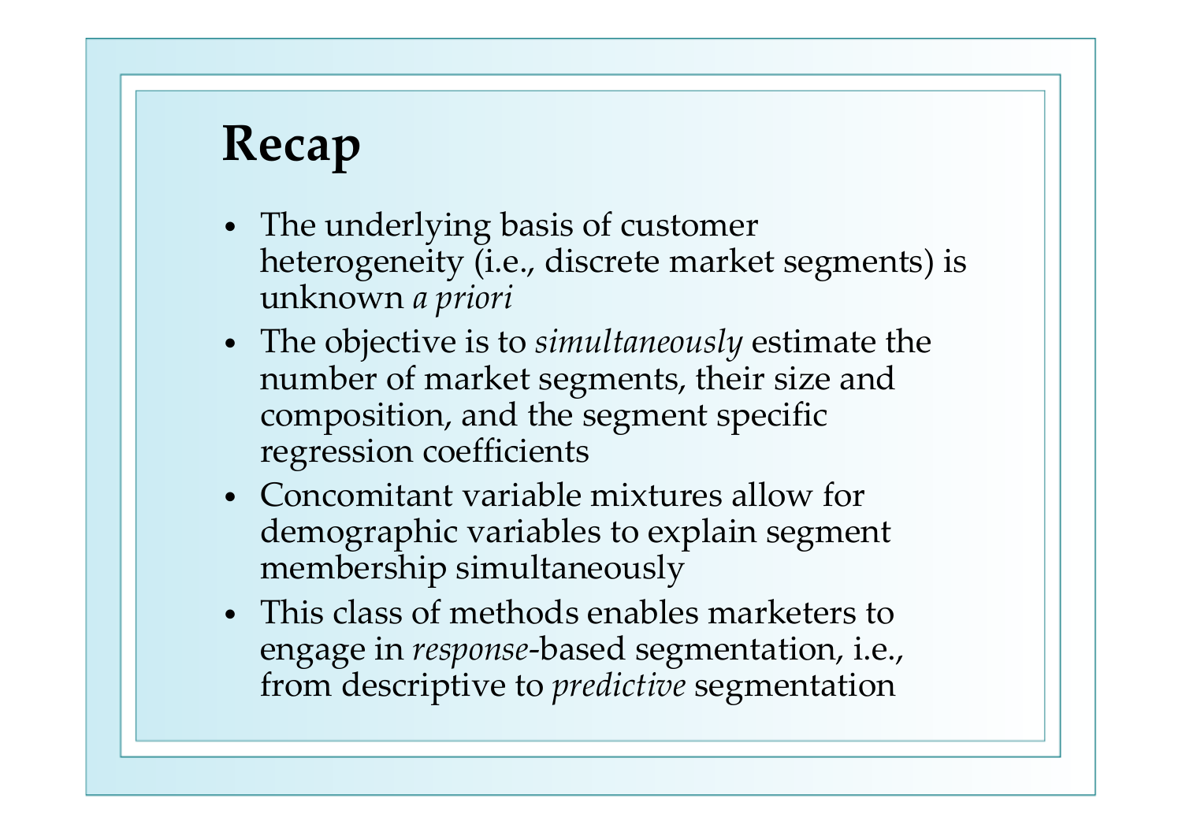# Recap

- The underlying basis of customer heterogeneity (i.e., discrete market segments) is unknown *a priori*
- The objective is to *simultaneously* estimate the number of market segments, their size and composition, and the segment specific regression coefficients
- Concomitant variable mixtures allow for demographic variables to explain segment membership simultaneously
- This class of methods enables marketers to engage in *response*-based segmentation, i.e., from descriptive to *predictive* segmentation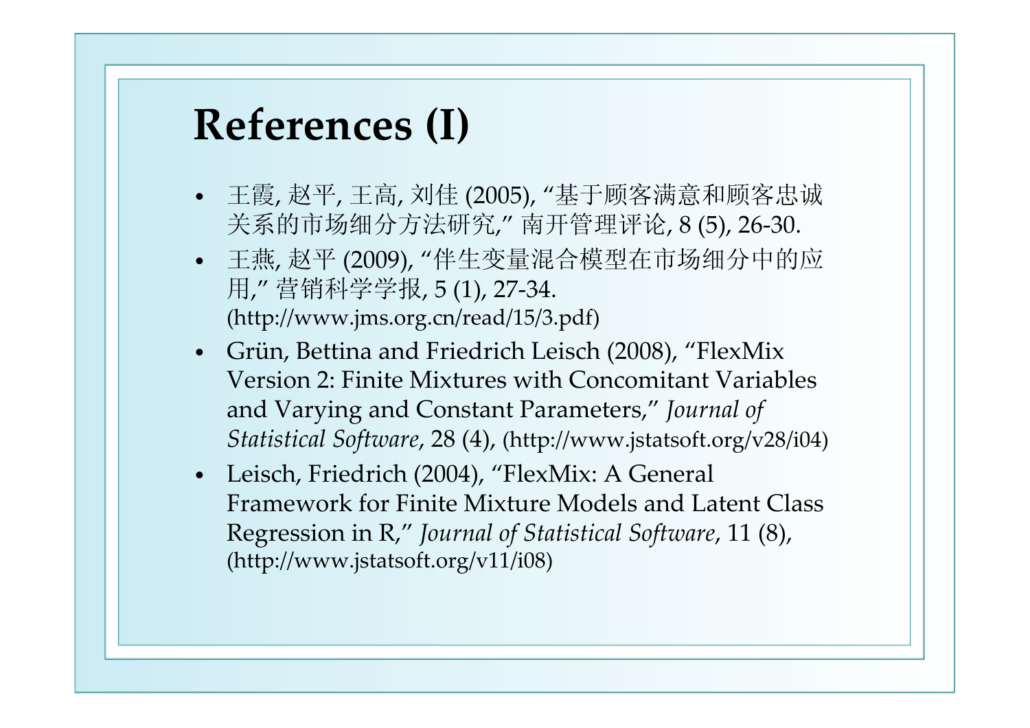# References (I)

- 王霞, 赵平, 王高, 刘佳 (2005), "基于顾客满意和顾客忠诚关系的市场细分方法研究," 南开管理评论, 8 (5), 26-30.
- 王燕, 赵平 (2009), "伴生变量混合模型在市场细分中的应用," 营销科学学报, 5 (1), 27-34. (http://www.jms.org.cn/read/15/3.pdf)
- Grün, Bettina and Friedrich Leisch (2008), "FlexMix Version 2: Finite Mixtures with Concomitant Variables and Varying and Constant Parameters," *Journal of Statistical Software*, 28 (4), (http://www.jstatsoft.org/v28/i04)
- Leisch, Friedrich (2004), "FlexMix: A General Framework for Finite Mixture Models and Latent Class Regression in R," *Journal of Statistical Software*, 11 (8), (http://www.jstatsoft.org/v11/i08)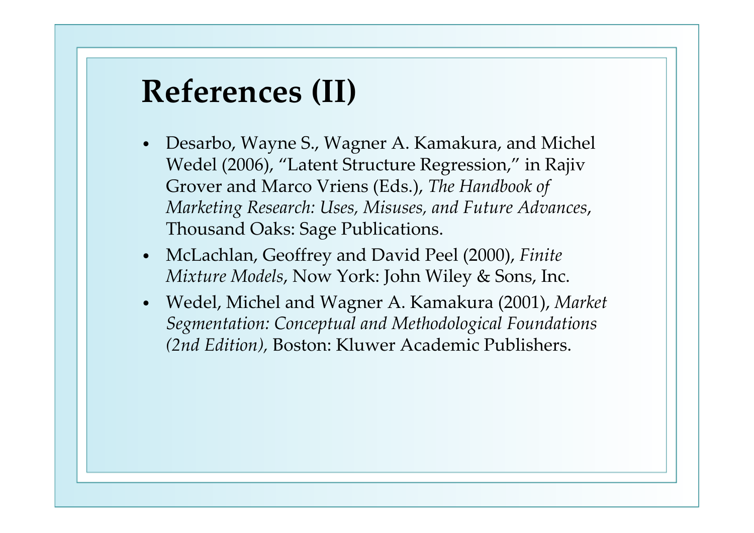# References (II)

- Desarbo, Wayne S., Wagner A. Kamakura, and Michel Wedel (2006), "Latent Structure Regression," in Rajiv Grover and Marco Vriens (Eds.), *The Handbook of Marketing Research: Uses, Misuses, and Future Advances*, Thousand Oaks: Sage Publications.
- McLachlan, Geoffrey and David Peel (2000), *Finite Mixture Models*, Now York: John Wiley & Sons, Inc.
- Wedel, Michel and Wagner A. Kamakura (2001), *Market Segmentation: Conceptual and Methodological Foundations (2nd Edition),* Boston: Kluwer Academic Publishers.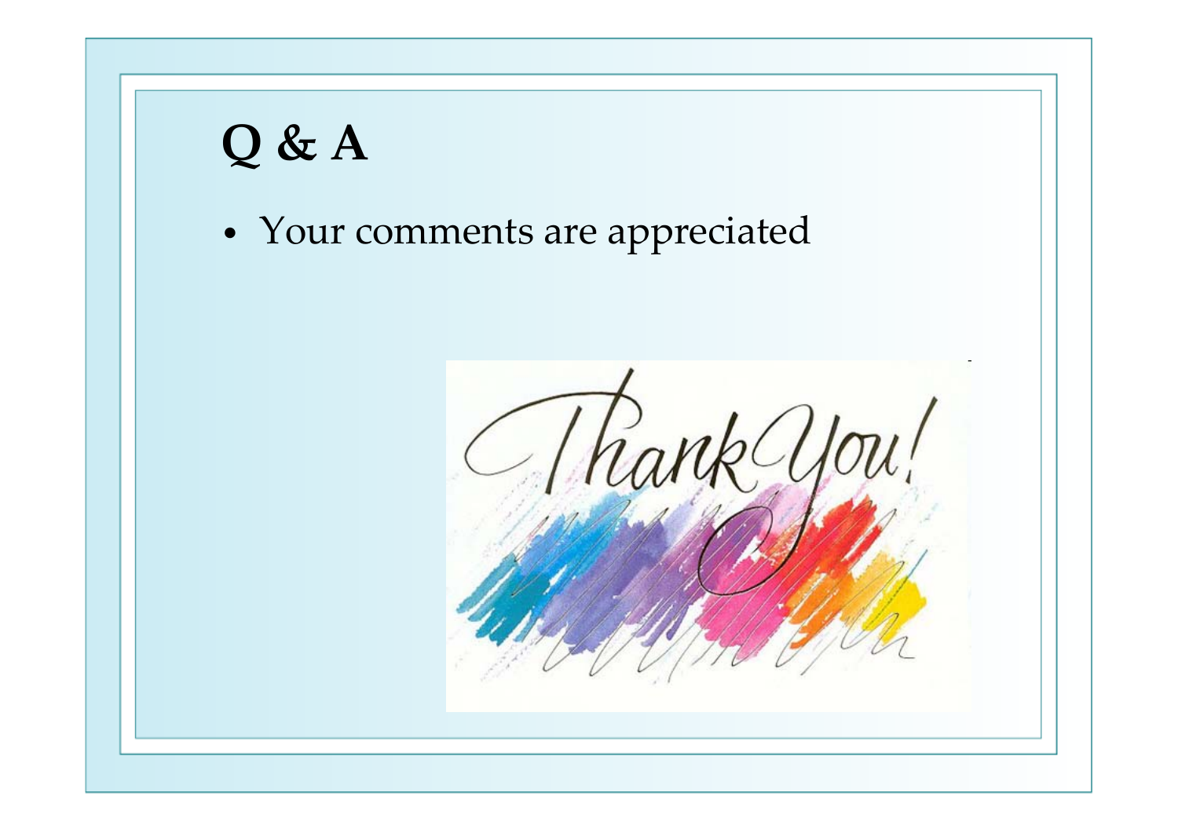# Q & A

- Your comments are appreciated